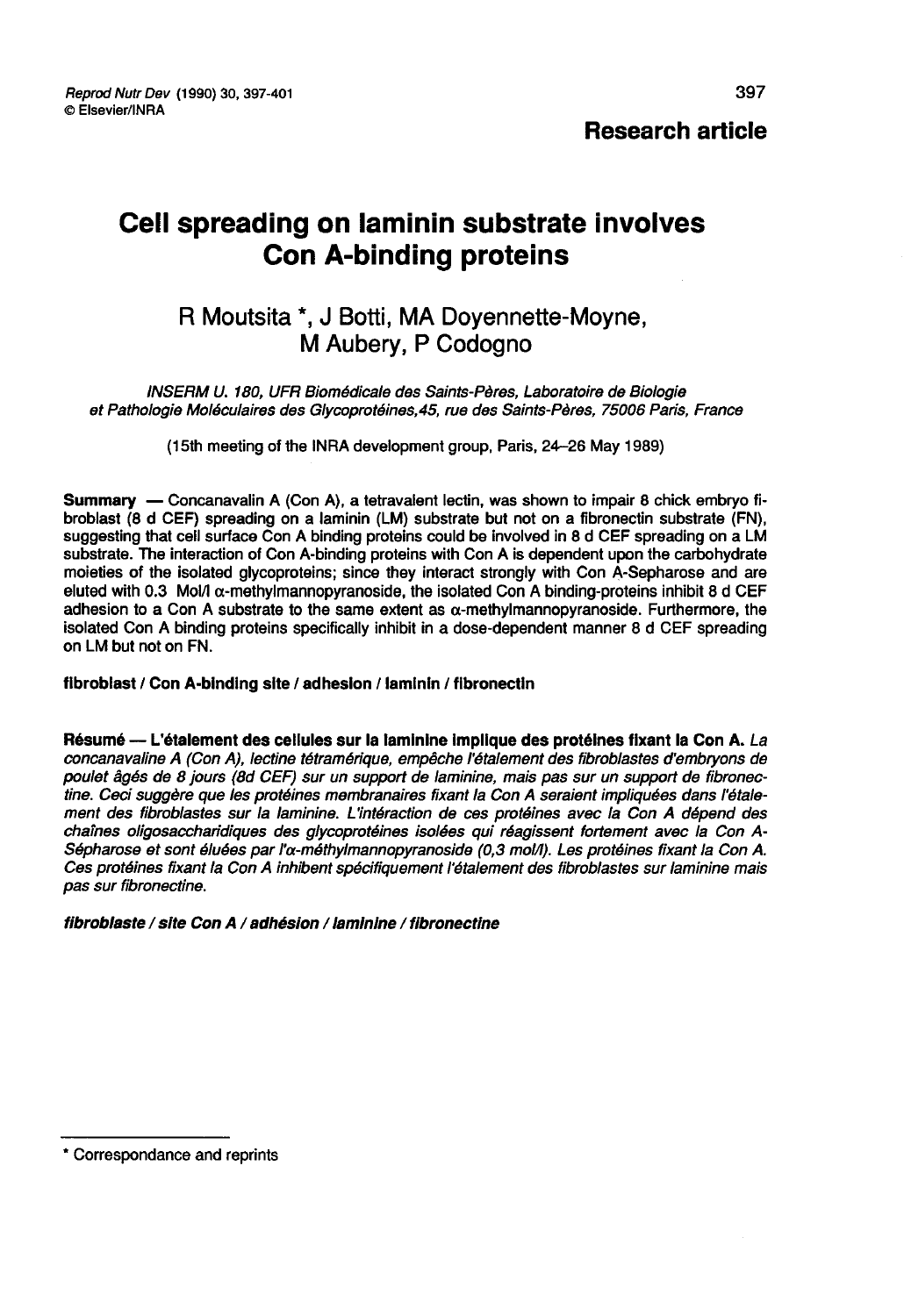**Research article**

# Cell spreading on laminin substrate involves Con A-binding proteins

R Moutsita *, J Botti, MA Doyennette-Moyne, M Aubery, P Codogno

*INSERM U. 180, UFR Biomédicale des Saints-Pères, Laboratoire de Biologie et Pathologie Moléculaires des Glycoprotéines, 45, rue des Saints-Pères, 75006 Paris, France*

(15th meeting of the INRA development group, Paris, 24–26 May 1989)

**Summary** — Concanavalin A (Con A), a tetravalent lectin, was shown to impair 8 chick embryo fibroblast (8 d CEF) spreading on a laminin (LM) substrate but not on a fibronectin substrate (FN), suggesting that cell surface Con A binding proteins could be involved in 8 d CEF spreading on a LM substrate. The interaction of Con A-binding proteins with Con A is dependent upon the carbohydrate moieties of the isolated glycoproteins; since they interact strongly with Con A-Sepharose and are eluted with 0.3 Mol/l α-methylmannopyranoside, the isolated Con A binding-proteins inhibit 8 d CEF adhesion to a Con A substrate to the same extent as α-methylmannopyranoside. Furthermore, the isolated Con A binding proteins specifically inhibit in a dose-dependent manner 8 d CEF spreading on LM but not on FN.

**fibroblast / Con A-binding site / adhesion / laminin / fibronectin**

**Résumé — L'étalement des cellules sur la laminine implique des protéines fixant la Con A.** *La concanavaline A (Con A), lectine tétramérique, empêche l'étalement des fibroblastes d'embryons de poulet âgés de 8 jours (8d CEF) sur un support de laminine, mais pas sur un support de fibronectine. Ceci suggère que les protéines membranaires fixant la Con A seraient impliquées dans l'étalement des fibroblastes sur la laminine. L'intéraction de ces protéines avec la Con A dépend des chaînes oligosaccharidiques des glycoprotéines isolées qui réagissent fortement avec la Con A-Sépharose et sont éluées par l'α-méthylmannopyranoside (0,3 mol/l). Les protéines fixant la Con A. Ces protéines fixant la Con A inhibent spécifiquement l'étalement des fibroblastes sur laminine mais pas sur fibronectine.*

***fibroblaste / site Con A / adhésion / laminine / fibronectine***

---

* Correspondance and reprints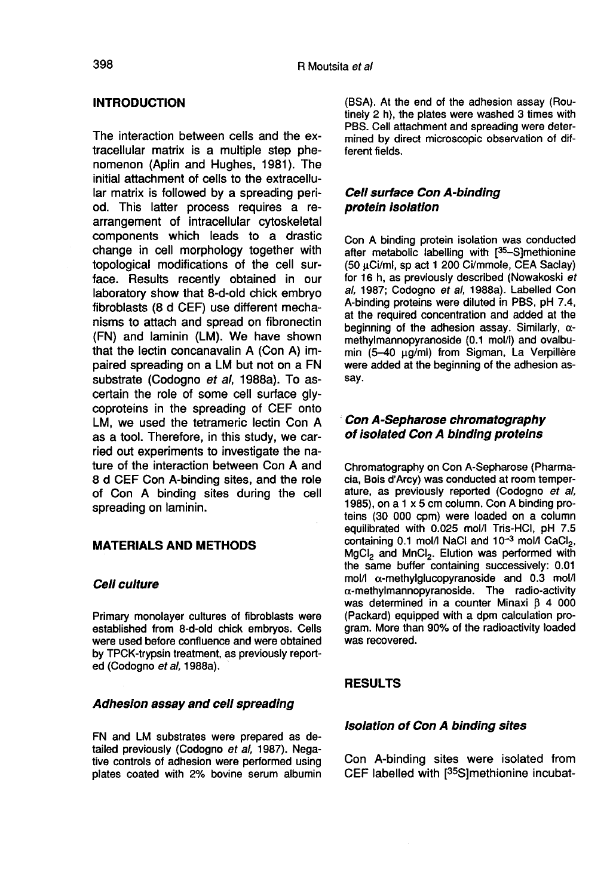## INTRODUCTION

The interaction between cells and the extracellular matrix is a multiple step phenomenon (Aplin and Hughes, 1981). The initial attachment of cells to the extracellular matrix is followed by a spreading period. This latter process requires a rearrangement of intracellular cytoskeletal components which leads to a drastic change in cell morphology together with topological modifications of the cell surface. Results recently obtained in our laboratory show that 8-d-old chick embryo fibroblasts (8 d CEF) use different mechanisms to attach and spread on fibronectin (FN) and laminin (LM). We have shown that the lectin concanavalin A (Con A) impaired spreading on a LM but not on a FN substrate (Codogno *et al*, 1988a). To ascertain the role of some cell surface glycoproteins in the spreading of CEF onto LM, we used the tetrameric lectin Con A as a tool. Therefore, in this study, we carried out experiments to investigate the nature of the interaction between Con A and 8 d CEF Con A-binding sites, and the role of Con A binding sites during the cell spreading on laminin.

## MATERIALS AND METHODS

### Cell culture

Primary monolayer cultures of fibroblasts were established from 8-d-old chick embryos. Cells were used before confluence and were obtained by TPCK-trypsin treatment, as previously reported (Codogno *et al*, 1988a).

### Adhesion assay and cell spreading

FN and LM substrates were prepared as detailed previously (Codogno *et al*, 1987). Negative controls of adhesion were performed using plates coated with 2% bovine serum albumin (BSA). At the end of the adhesion assay (Routinely 2 h), the plates were washed 3 times with PBS. Cell attachment and spreading were determined by direct microscopic observation of different fields.

### Cell surface Con A-binding protein isolation

Con A binding protein isolation was conducted after metabolic labelling with [$^{35}$–S]methionine (50 μCi/ml, sp act 1 200 Ci/mmole, CEA Saclay) for 16 h, as previously described (Nowakoski *et al*, 1987; Codogno *et al*, 1988a). Labelled Con A-binding proteins were diluted in PBS, pH 7.4, at the required concentration and added at the beginning of the adhesion assay. Similarly, α-methylmannopyranoside (0.1 mol/l) and ovalbumin (5–40 μg/ml) from Sigman, La Verpillère were added at the beginning of the adhesion assay.

### Con A-Sepharose chromatography of isolated Con A binding proteins

Chromatography on Con A-Sepharose (Pharmacia, Bois d'Arcy) was conducted at room temperature, as previously reported (Codogno *et al*, 1985), on a 1 x 5 cm column. Con A binding proteins (30 000 cpm) were loaded on a column equilibrated with 0.025 mol/l Tris-HCl, pH 7.5 containing 0.1 mol/l NaCl and $10^{-3}$ mol/l $CaCl_2$, $MgCl_2$ and $MnCl_2$. Elution was performed with the same buffer containing successively: 0.01 mol/l α-methylglucopyranoside and 0.3 mol/l α-methylmannopyranoside. The radio-activity was determined in a counter Minaxi β 4 000 (Packard) equipped with a dpm calculation program. More than 90% of the radioactivity loaded was recovered.

## RESULTS

### Isolation of Con A binding sites

Con A-binding sites were isolated from CEF labelled with [$^{35}$S]methionine incubat-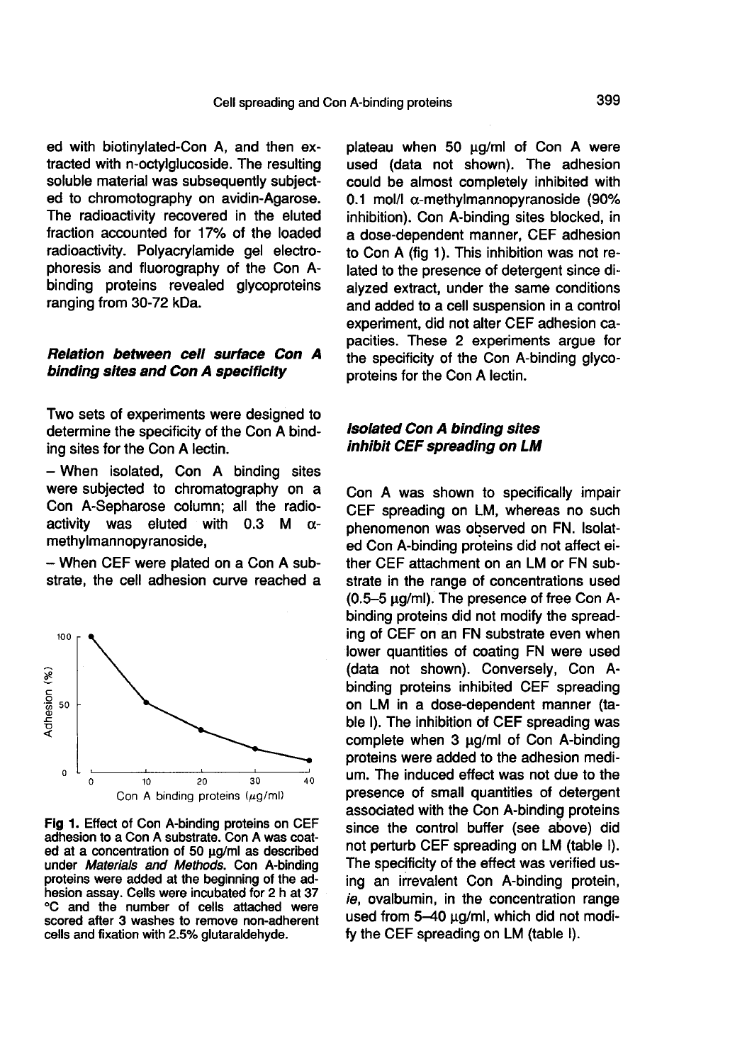ed with biotinylated-Con A, and then extracted with n-octylglucoside. The resulting soluble material was subsequently subjected to chromotography on avidin-Agarose. The radioactivity recovered in the eluted fraction accounted for 17% of the loaded radioactivity. Polyacrylamide gel electrophoresis and fluorography of the Con A-binding proteins revealed glycoproteins ranging from 30-72 kDa.

### *Relation between cell surface Con A binding sites and Con A specificity*

Two sets of experiments were designed to determine the specificity of the Con A binding sites for the Con A lectin.

– When isolated, Con A binding sites were subjected to chromatography on a Con A-Sepharose column; all the radioactivity was eluted with 0.3 M α-methylmannopyranoside,

– When CEF were plated on a Con A substrate, the cell adhesion curve reached a plateau when 50 μg/ml of Con A were used (data not shown). The adhesion could be almost completely inhibited with 0.1 mol/l α-methylmannopyranoside (90% inhibition). Con A-binding sites blocked, in a dose-dependent manner, CEF adhesion to Con A (fig 1). This inhibition was not related to the presence of detergent since dialyzed extract, under the same conditions and added to a cell suspension in a control experiment, did not alter CEF adhesion capacities. These 2 experiments argue for the specificity of the Con A-binding glycoproteins for the Con A lectin.

**Fig 1.** Effect of Con A-binding proteins on CEF adhesion to a Con A substrate. Con A was coated at a concentration of 50 μg/ml as described under *Materials and Methods*. Con A-binding proteins were added at the beginning of the adhesion assay. Cells were incubated for 2 h at 37 °C and the number of cells attached were scored after 3 washes to remove non-adherent cells and fixation with 2.5% glutaraldehyde.

### *Isolated Con A binding sites inhibit CEF spreading on LM*

Con A was shown to specifically impair CEF spreading on LM, whereas no such phenomenon was observed on FN. Isolated Con A-binding proteins did not affect either CEF attachment on an LM or FN substrate in the range of concentrations used (0.5–5 μg/ml). The presence of free Con A-binding proteins did not modify the spreading of CEF on an FN substrate even when lower quantities of coating FN were used (data not shown). Conversely, Con A-binding proteins inhibited CEF spreading on LM in a dose-dependent manner (table I). The inhibition of CEF spreading was complete when 3 μg/ml of Con A-binding proteins were added to the adhesion medium. The induced effect was not due to the presence of small quantities of detergent associated with the Con A-binding proteins since the control buffer (see above) did not perturb CEF spreading on LM (table I). The specificity of the effect was verified using an irrevalent Con A-binding protein, *ie*, ovalbumin, in the concentration range used from 5–40 μg/ml, which did not modify the CEF spreading on LM (table I).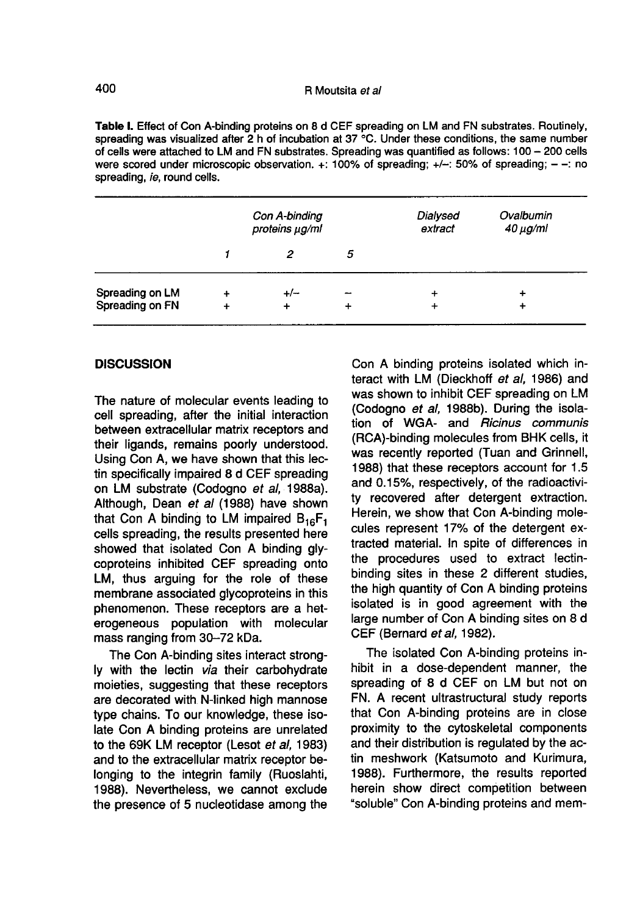**Table I.** Effect of Con A-binding proteins on 8 d CEF spreading on LM and FN substrates. Routinely, spreading was visualized after 2 h of incubation at 37 °C. Under these conditions, the same number of cells were attached to LM and FN substrates. Spreading was quantified as follows: 100 – 200 cells were scored under microscopic observation. +: 100% of spreading; +/–: 50% of spreading; – –: no spreading, *ie*, round cells.

| | *Con A-binding proteins μg/ml* | | | *Dialysed extract* | *Ovalbumin 40 μg/ml* |
|---|---|---|---|---|---|
| | *1* | *2* | *5* | | |
| Spreading on LM | + | +/– | – | + | + |
| Spreading on FN | + | + | + | + | + |

## DISCUSSION

The nature of molecular events leading to cell spreading, after the initial interaction between extracellular matrix receptors and their ligands, remains poorly understood. Using Con A, we have shown that this lectin specifically impaired 8 d CEF spreading on LM substrate (Codogno *et al*, 1988a). Although, Dean *et al* (1988) have shown that Con A binding to LM impaired $B_{16}F_1$ cells spreading, the results presented here showed that isolated Con A binding glycoproteins inhibited CEF spreading onto LM, thus arguing for the role of these membrane associated glycoproteins in this phenomenon. These receptors are a heterogeneous population with molecular mass ranging from 30–72 kDa.

The Con A-binding sites interact strongly with the lectin *via* their carbohydrate moieties, suggesting that these receptors are decorated with N-linked high mannose type chains. To our knowledge, these isolate Con A binding proteins are unrelated to the 69K LM receptor (Lesot *et al*, 1983) and to the extracellular matrix receptor belonging to the integrin family (Ruoslahti, 1988). Nevertheless, we cannot exclude the presence of 5 nucleotidase among the Con A binding proteins isolated which interact with LM (Dieckhoff *et al*, 1986) and was shown to inhibit CEF spreading on LM (Codogno *et al*, 1988b). During the isolation of WGA- and *Ricinus communis* (RCA)-binding molecules from BHK cells, it was recently reported (Tuan and Grinnell, 1988) that these receptors account for 1.5 and 0.15%, respectively, of the radioactivity recovered after detergent extraction. Herein, we show that Con A-binding molecules represent 17% of the detergent extracted material. In spite of differences in the procedures used to extract lectin-binding sites in these 2 different studies, the high quantity of Con A binding proteins isolated is in good agreement with the large number of Con A binding sites on 8 d CEF (Bernard *et al*, 1982).

The isolated Con A-binding proteins inhibit in a dose-dependent manner, the spreading of 8 d CEF on LM but not on FN. A recent ultrastructural study reports that Con A-binding proteins are in close proximity to the cytoskeletal components and their distribution is regulated by the actin meshwork (Katsumoto and Kurimura, 1988). Furthermore, the results reported herein show direct competition between "soluble" Con A-binding proteins and mem-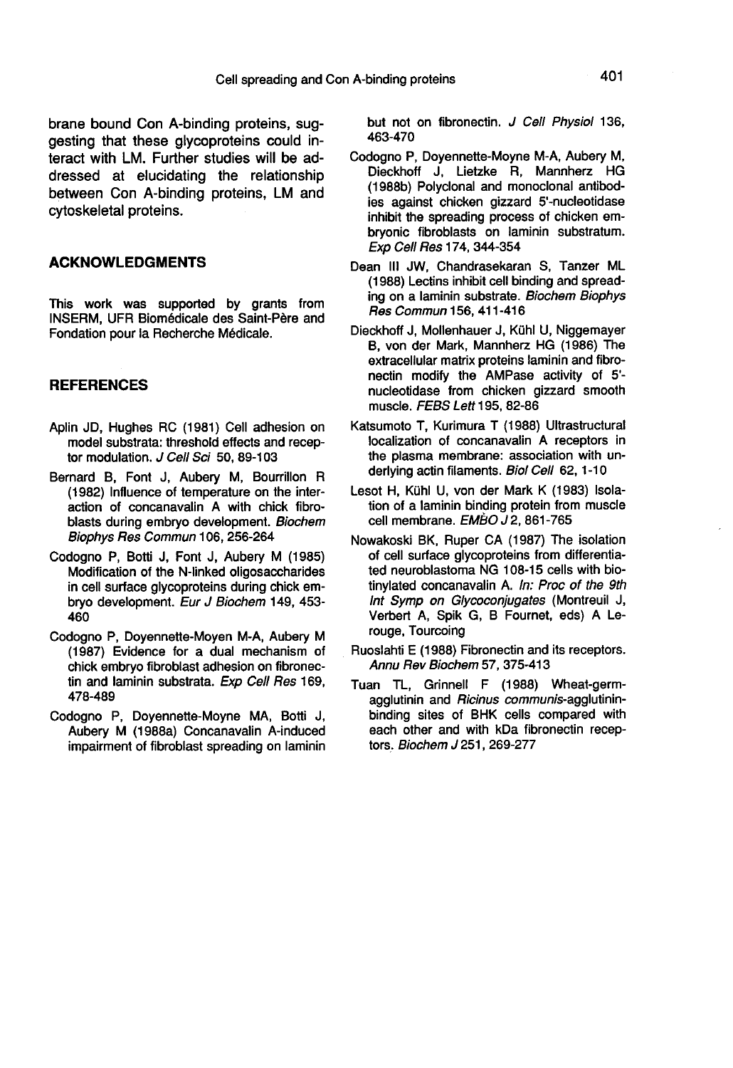brane bound Con A-binding proteins, suggesting that these glycoproteins could interact with LM. Further studies will be addressed at elucidating the relationship between Con A-binding proteins, LM and cytoskeletal proteins.

## ACKNOWLEDGMENTS

This work was supported by grants from INSERM, UFR Biomédicale des Saint-Père and Fondation pour la Recherche Médicale.

## REFERENCES

Aplin JD, Hughes RC (1981) Cell adhesion on model substrata: threshold effects and receptor modulation. *J Cell Sci* 50, 89-103

Bernard B, Font J, Aubery M, Bourrillon R (1982) Influence of temperature on the interaction of concanavalin A with chick fibroblasts during embryo development. *Biochem Biophys Res Commun* 106, 256-264

Codogno P, Botti J, Font J, Aubery M (1985) Modification of the N-linked oligosaccharides in cell surface glycoproteins during chick embryo development. *Eur J Biochem* 149, 453-460

Codogno P, Doyennette-Moyen M-A, Aubery M (1987) Evidence for a dual mechanism of chick embryo fibroblast adhesion on fibronectin and laminin substrata. *Exp Cell Res* 169, 478-489

Codogno P, Doyennette-Moyne MA, Botti J, Aubery M (1988a) Concanavalin A-induced impairment of fibroblast spreading on laminin but not on fibronectin. *J Cell Physiol* 136, 463-470

Codogno P, Doyennette-Moyne M-A, Aubery M, Dieckhoff J, Lietzke R, Mannherz HG (1988b) Polyclonal and monoclonal antibodies against chicken gizzard 5'-nucleotidase inhibit the spreading process of chicken embryonic fibroblasts on laminin substratum. *Exp Cell Res* 174, 344-354

Dean III JW, Chandrasekaran S, Tanzer ML (1988) Lectins inhibit cell binding and spreading on a laminin substrate. *Biochem Biophys Res Commun* 156, 411-416

Dieckhoff J, Mollenhauer J, Kühl U, Niggemayer B, von der Mark, Mannherz HG (1986) The extracellular matrix proteins laminin and fibronectin modify the AMPase activity of 5'-nucleotidase from chicken gizzard smooth muscle. *FEBS Lett* 195, 82-86

Katsumoto T, Kurimura T (1988) Ultrastructural localization of concanavalin A receptors in the plasma membrane: association with underlying actin filaments. *Biol Cell* 62, 1-10

Lesot H, Kühl U, von der Mark K (1983) Isolation of a laminin binding protein from muscle cell membrane. *EMBO J* 2, 861-765

Nowakoski BK, Ruper CA (1987) The isolation of cell surface glycoproteins from differentiated neuroblastoma NG 108-15 cells with biotinylated concanavalin A. *In: Proc of the 9th Int Symp on Glycoconjugates* (Montreuil J, Verbert A, Spik G, B Fournet, eds) A Lerouge, Tourcoing

Ruoslahti E (1988) Fibronectin and its receptors. *Annu Rev Biochem* 57, 375-413

Tuan TL, Grinnell F (1988) Wheat-germ-agglutinin and *Ricinus communis*-agglutinin-binding sites of BHK cells compared with each other and with kDa fibronectin receptors. *Biochem J* 251, 269-277